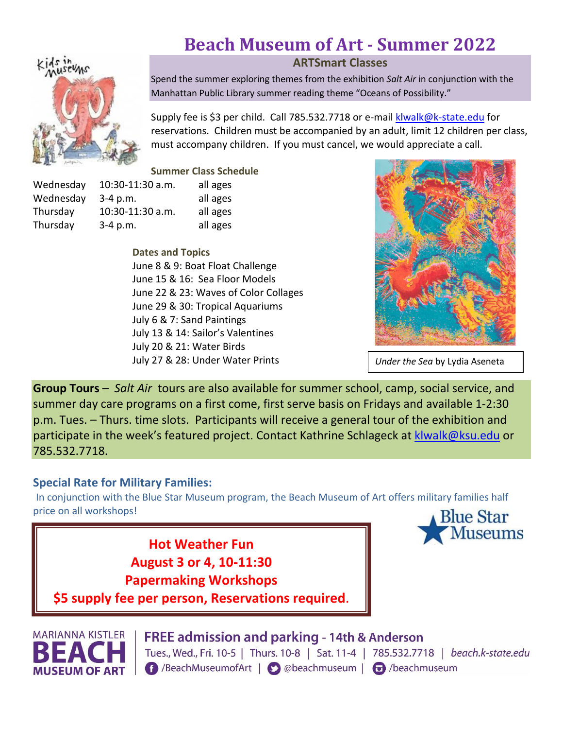# Beach Museum of Art - Summer 2022

## ARTSmart Classes

Spend the summer exploring themes from the exhibition *Salt Air* in conjunction with the Manhattan Public Library summer reading theme "Oceans of Possibility."

Supply fee is $3 per child. Call 785.532.7718 or e-mail klwalk@k-state.edu for reservations. Children must be accompanied by an adult, limit 12 children per class, must accompany children. If you must cancel, we would appreciate a call.

### Summer Class Schedule

| | | |
|---|---|---|
| Wednesday | 10:30-11:30 a.m. | all ages |
| Wednesday | 3-4 p.m. | all ages |
| Thursday | 10:30-11:30 a.m. | all ages |
| Thursday | 3-4 p.m. | all ages |

### Dates and Topics

June 8 & 9: Boat Float Challenge
June 15 & 16: Sea Floor Models
June 22 & 23: Waves of Color Collages
June 29 & 30: Tropical Aquariums
July 6 & 7: Sand Paintings
July 13 & 14: Sailor's Valentines
July 20 & 21: Water Birds
July 27 & 28: Under Water Prints

*Under the Sea* by Lydia Aseneta

**Group Tours** – *Salt Air* tours are also available for summer school, camp, social service, and summer day care programs on a first come, first serve basis on Fridays and available 1-2:30 p.m. Tues. – Thurs. time slots. Participants will receive a general tour of the exhibition and participate in the week's featured project. Contact Kathrine Schlageck at klwalk@ksu.edu or 785.532.7718.

### Special Rate for Military Families:

In conjunction with the Blue Star Museum program, the Beach Museum of Art offers military families half price on all workshops!

Blue Star Museums

**Hot Weather Fun**
**August 3 or 4, 10-11:30**
**Papermaking Workshops**
**$5 supply fee per person, Reservations required.**

MARIANNA KISTLER BEACH MUSEUM OF ART

**FREE admission and parking - 14th & Anderson**

Tues., Wed., Fri. 10-5 | Thurs. 10-8 | Sat. 11-4 | 785.532.7718 | *beach.k-state.edu*

/BeachMuseumofArt | @beachmuseum | /beachmuseum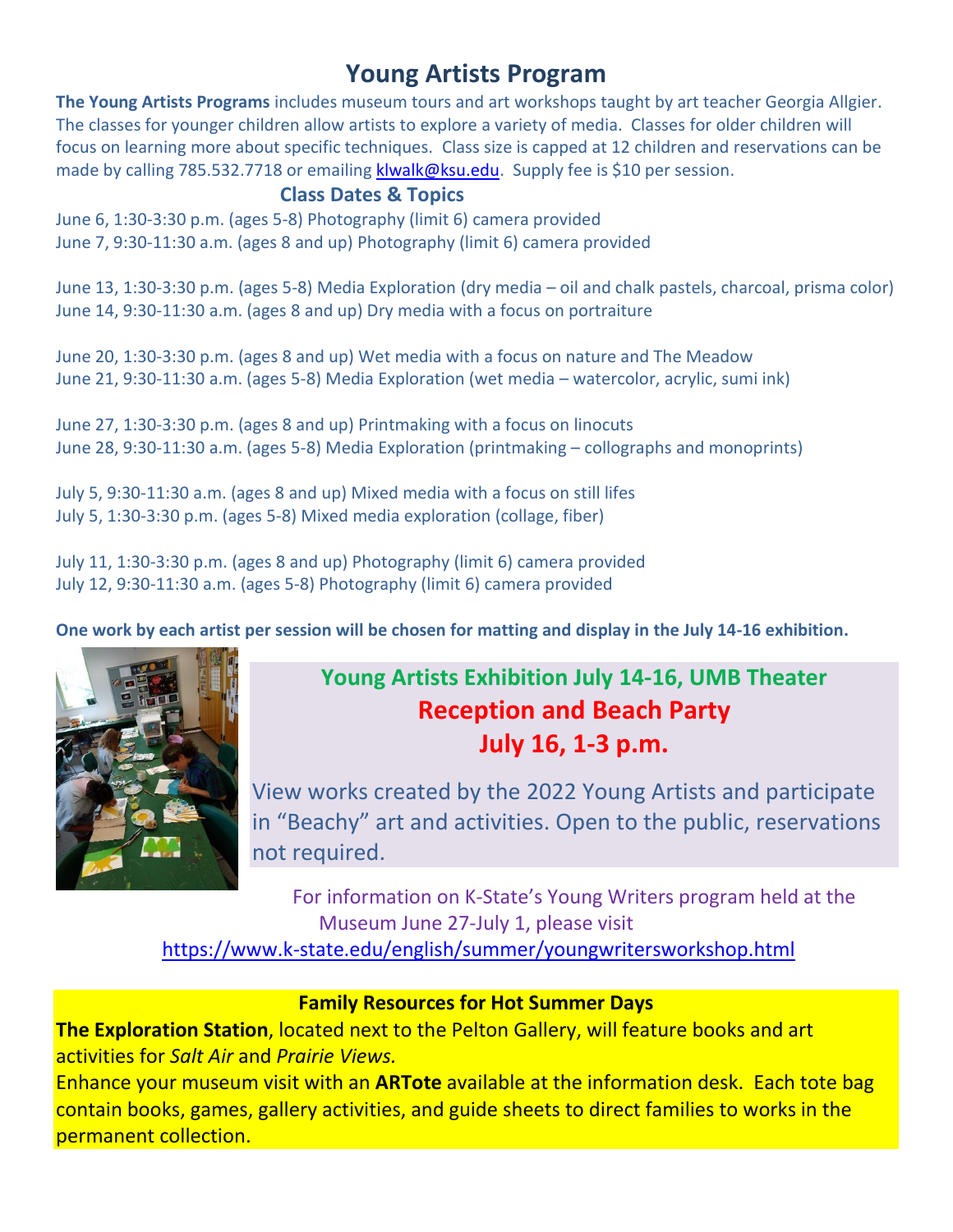# Young Artists Program

**The Young Artists Programs** includes museum tours and art workshops taught by art teacher Georgia Allgier. The classes for younger children allow artists to explore a variety of media. Classes for older children will focus on learning more about specific techniques. Class size is capped at 12 children and reservations can be made by calling 785.532.7718 or emailing klwalk@ksu.edu. Supply fee is $10 per session.

## Class Dates & Topics

June 6, 1:30-3:30 p.m. (ages 5-8) Photography (limit 6) camera provided
June 7, 9:30-11:30 a.m. (ages 8 and up) Photography (limit 6) camera provided

June 13, 1:30-3:30 p.m. (ages 5-8) Media Exploration (dry media – oil and chalk pastels, charcoal, prisma color)
June 14, 9:30-11:30 a.m. (ages 8 and up) Dry media with a focus on portraiture

June 20, 1:30-3:30 p.m. (ages 8 and up) Wet media with a focus on nature and The Meadow
June 21, 9:30-11:30 a.m. (ages 5-8) Media Exploration (wet media – watercolor, acrylic, sumi ink)

June 27, 1:30-3:30 p.m. (ages 8 and up) Printmaking with a focus on linocuts
June 28, 9:30-11:30 a.m. (ages 5-8) Media Exploration (printmaking – collographs and monoprints)

July 5, 9:30-11:30 a.m. (ages 8 and up) Mixed media with a focus on still lifes
July 5, 1:30-3:30 p.m. (ages 5-8) Mixed media exploration (collage, fiber)

July 11, 1:30-3:30 p.m. (ages 8 and up) Photography (limit 6) camera provided
July 12, 9:30-11:30 a.m. (ages 5-8) Photography (limit 6) camera provided

**One work by each artist per session will be chosen for matting and display in the July 14-16 exhibition.**

## Young Artists Exhibition July 14-16, UMB Theater

## Reception and Beach Party

## July 16, 1-3 p.m.

View works created by the 2022 Young Artists and participate in "Beachy" art and activities. Open to the public, reservations not required.

For information on K-State's Young Writers program held at the Museum June 27-July 1, please visit https://www.k-state.edu/english/summer/youngwritersworkshop.html

**Family Resources for Hot Summer Days**

**The Exploration Station**, located next to the Pelton Gallery, will feature books and art activities for *Salt Air* and *Prairie Views.*

Enhance your museum visit with an **ARTote** available at the information desk. Each tote bag contain books, games, gallery activities, and guide sheets to direct families to works in the permanent collection.